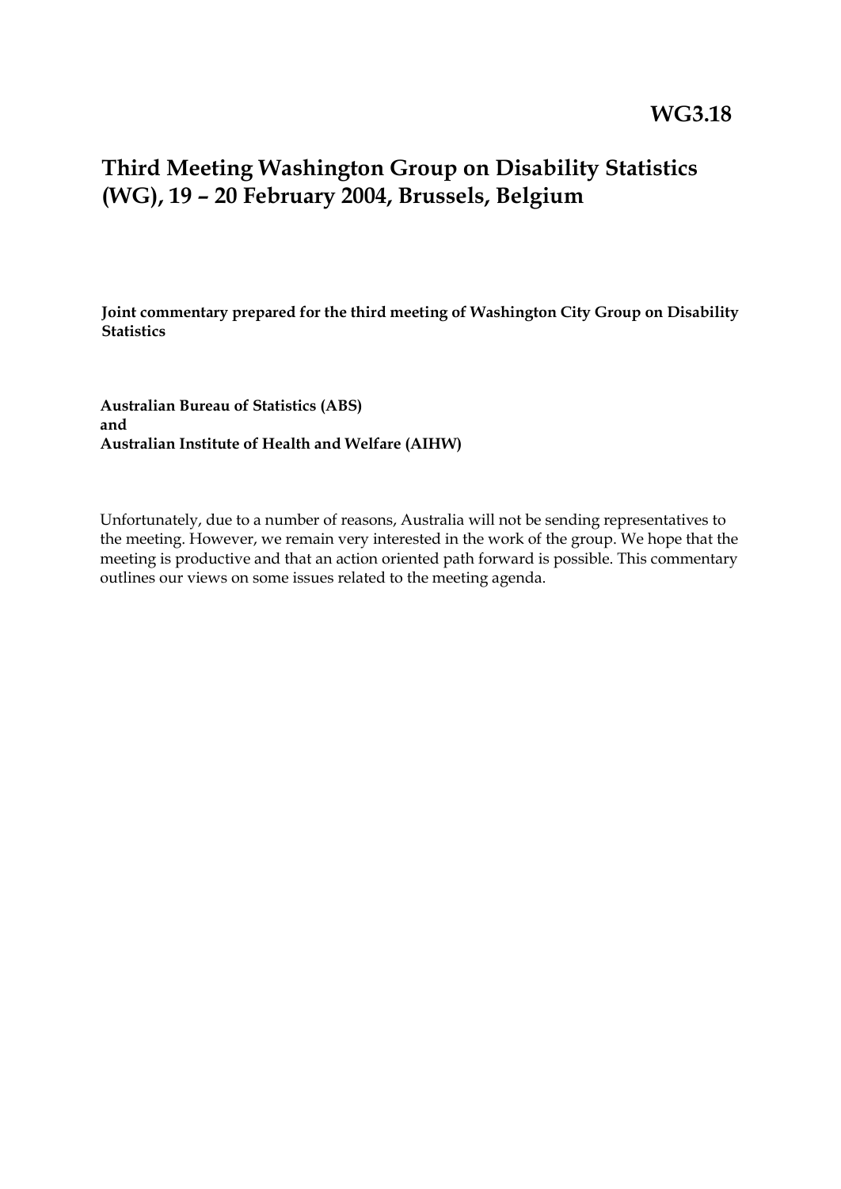**WG3.18**

# Third Meeting Washington Group on Disability Statistics (WG), 19 – 20 February 2004, Brussels, Belgium

**Joint commentary prepared for the third meeting of Washington City Group on Disability Statistics**

**Australian Bureau of Statistics (ABS)**
**and**
**Australian Institute of Health and Welfare (AIHW)**

Unfortunately, due to a number of reasons, Australia will not be sending representatives to the meeting. However, we remain very interested in the work of the group. We hope that the meeting is productive and that an action oriented path forward is possible. This commentary outlines our views on some issues related to the meeting agenda.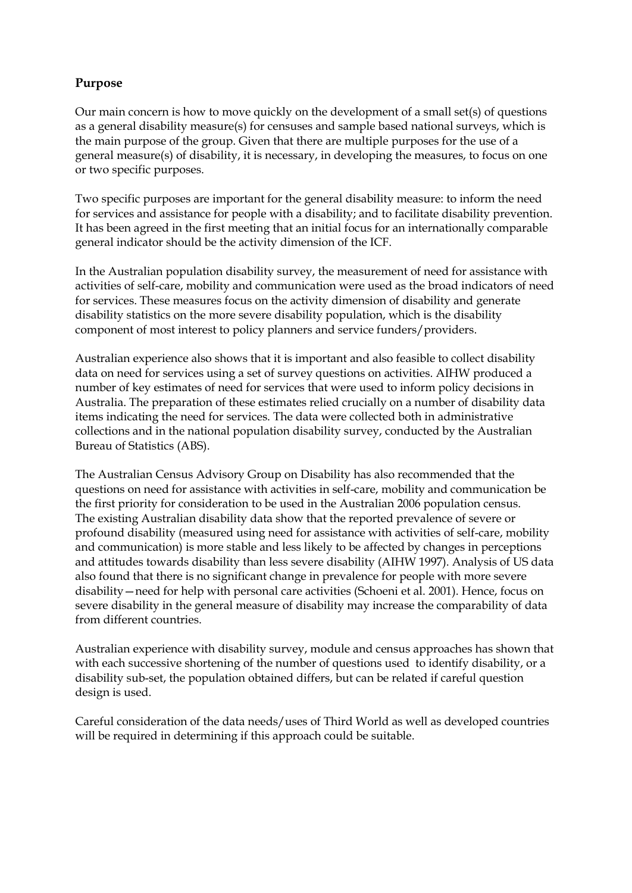## Purpose

Our main concern is how to move quickly on the development of a small set(s) of questions as a general disability measure(s) for censuses and sample based national surveys, which is the main purpose of the group. Given that there are multiple purposes for the use of a general measure(s) of disability, it is necessary, in developing the measures, to focus on one or two specific purposes.

Two specific purposes are important for the general disability measure: to inform the need for services and assistance for people with a disability; and to facilitate disability prevention. It has been agreed in the first meeting that an initial focus for an internationally comparable general indicator should be the activity dimension of the ICF.

In the Australian population disability survey, the measurement of need for assistance with activities of self-care, mobility and communication were used as the broad indicators of need for services. These measures focus on the activity dimension of disability and generate disability statistics on the more severe disability population, which is the disability component of most interest to policy planners and service funders/providers.

Australian experience also shows that it is important and also feasible to collect disability data on need for services using a set of survey questions on activities. AIHW produced a number of key estimates of need for services that were used to inform policy decisions in Australia. The preparation of these estimates relied crucially on a number of disability data items indicating the need for services. The data were collected both in administrative collections and in the national population disability survey, conducted by the Australian Bureau of Statistics (ABS).

The Australian Census Advisory Group on Disability has also recommended that the questions on need for assistance with activities in self-care, mobility and communication be the first priority for consideration to be used in the Australian 2006 population census. The existing Australian disability data show that the reported prevalence of severe or profound disability (measured using need for assistance with activities of self-care, mobility and communication) is more stable and less likely to be affected by changes in perceptions and attitudes towards disability than less severe disability (AIHW 1997). Analysis of US data also found that there is no significant change in prevalence for people with more severe disability—need for help with personal care activities (Schoeni et al. 2001). Hence, focus on severe disability in the general measure of disability may increase the comparability of data from different countries.

Australian experience with disability survey, module and census approaches has shown that with each successive shortening of the number of questions used to identify disability, or a disability sub-set, the population obtained differs, but can be related if careful question design is used.

Careful consideration of the data needs/uses of Third World as well as developed countries will be required in determining if this approach could be suitable.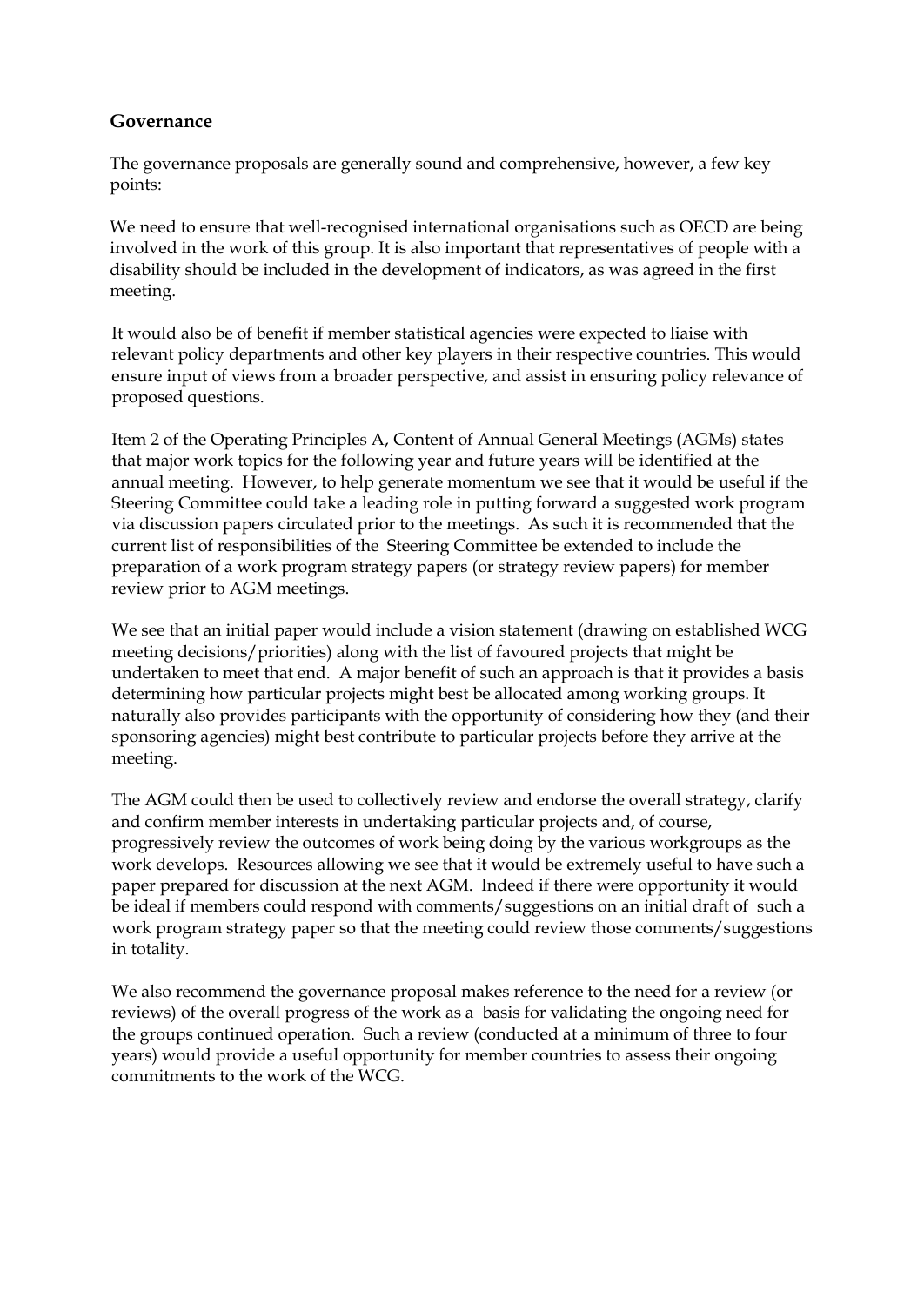## Governance

The governance proposals are generally sound and comprehensive, however, a few key points:

We need to ensure that well-recognised international organisations such as OECD are being involved in the work of this group. It is also important that representatives of people with a disability should be included in the development of indicators, as was agreed in the first meeting.

It would also be of benefit if member statistical agencies were expected to liaise with relevant policy departments and other key players in their respective countries. This would ensure input of views from a broader perspective, and assist in ensuring policy relevance of proposed questions.

Item 2 of the Operating Principles A, Content of Annual General Meetings (AGMs) states that major work topics for the following year and future years will be identified at the annual meeting. However, to help generate momentum we see that it would be useful if the Steering Committee could take a leading role in putting forward a suggested work program via discussion papers circulated prior to the meetings. As such it is recommended that the current list of responsibilities of the Steering Committee be extended to include the preparation of a work program strategy papers (or strategy review papers) for member review prior to AGM meetings.

We see that an initial paper would include a vision statement (drawing on established WCG meeting decisions/priorities) along with the list of favoured projects that might be undertaken to meet that end. A major benefit of such an approach is that it provides a basis determining how particular projects might best be allocated among working groups. It naturally also provides participants with the opportunity of considering how they (and their sponsoring agencies) might best contribute to particular projects before they arrive at the meeting.

The AGM could then be used to collectively review and endorse the overall strategy, clarify and confirm member interests in undertaking particular projects and, of course, progressively review the outcomes of work being doing by the various workgroups as the work develops. Resources allowing we see that it would be extremely useful to have such a paper prepared for discussion at the next AGM. Indeed if there were opportunity it would be ideal if members could respond with comments/suggestions on an initial draft of such a work program strategy paper so that the meeting could review those comments/suggestions in totality.

We also recommend the governance proposal makes reference to the need for a review (or reviews) of the overall progress of the work as a basis for validating the ongoing need for the groups continued operation. Such a review (conducted at a minimum of three to four years) would provide a useful opportunity for member countries to assess their ongoing commitments to the work of the WCG.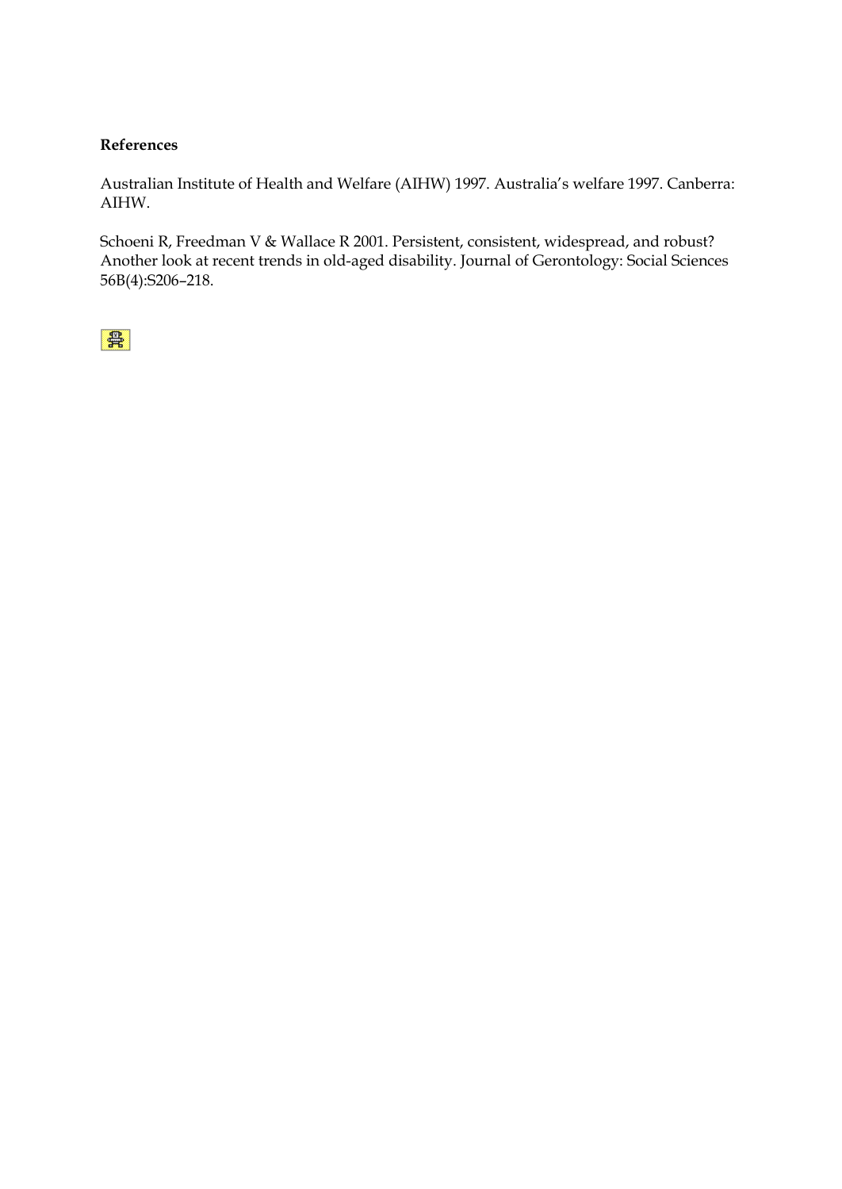**References**

Australian Institute of Health and Welfare (AIHW) 1997. Australia's welfare 1997. Canberra: AIHW.

Schoeni R, Freedman V & Wallace R 2001. Persistent, consistent, widespread, and robust? Another look at recent trends in old-aged disability. Journal of Gerontology: Social Sciences 56B(4):S206–218.